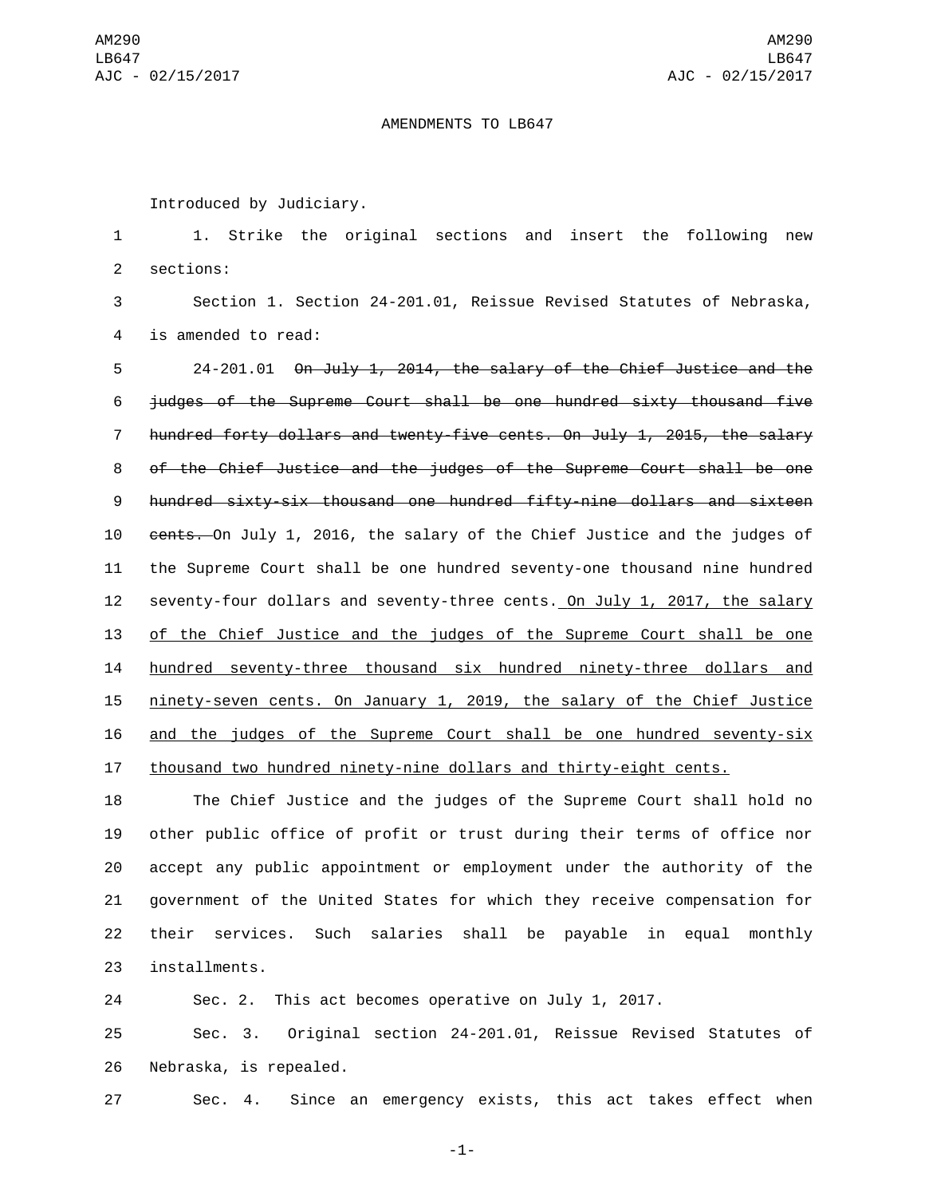AMENDMENTS TO LB647

Introduced by Judiciary.

1. Strike the original sections and insert the following new sections:

Section 1. Section 24-201.01, Reissue Revised Statutes of Nebraska, is amended to read:

24-201.01 ~~On July 1, 2014, the salary of the Chief Justice and the judges of the Supreme Court shall be one hundred sixty thousand five hundred forty dollars and twenty-five cents. On July 1, 2015, the salary of the Chief Justice and the judges of the Supreme Court shall be one hundred sixty-six thousand one hundred fifty-nine dollars and sixteen cents.~~ On July 1, 2016, the salary of the Chief Justice and the judges of the Supreme Court shall be one hundred seventy-one thousand nine hundred seventy-four dollars and seventy-three cents. <u>On July 1, 2017, the salary of the Chief Justice and the judges of the Supreme Court shall be one hundred seventy-three thousand six hundred ninety-three dollars and ninety-seven cents. On January 1, 2019, the salary of the Chief Justice and the judges of the Supreme Court shall be one hundred seventy-six thousand two hundred ninety-nine dollars and thirty-eight cents.</u>

The Chief Justice and the judges of the Supreme Court shall hold no other public office of profit or trust during their terms of office nor accept any public appointment or employment under the authority of the government of the United States for which they receive compensation for their services. Such salaries shall be payable in equal monthly installments.

Sec. 2. This act becomes operative on July 1, 2017.

Sec. 3. Original section 24-201.01, Reissue Revised Statutes of Nebraska, is repealed.

Sec. 4. Since an emergency exists, this act takes effect when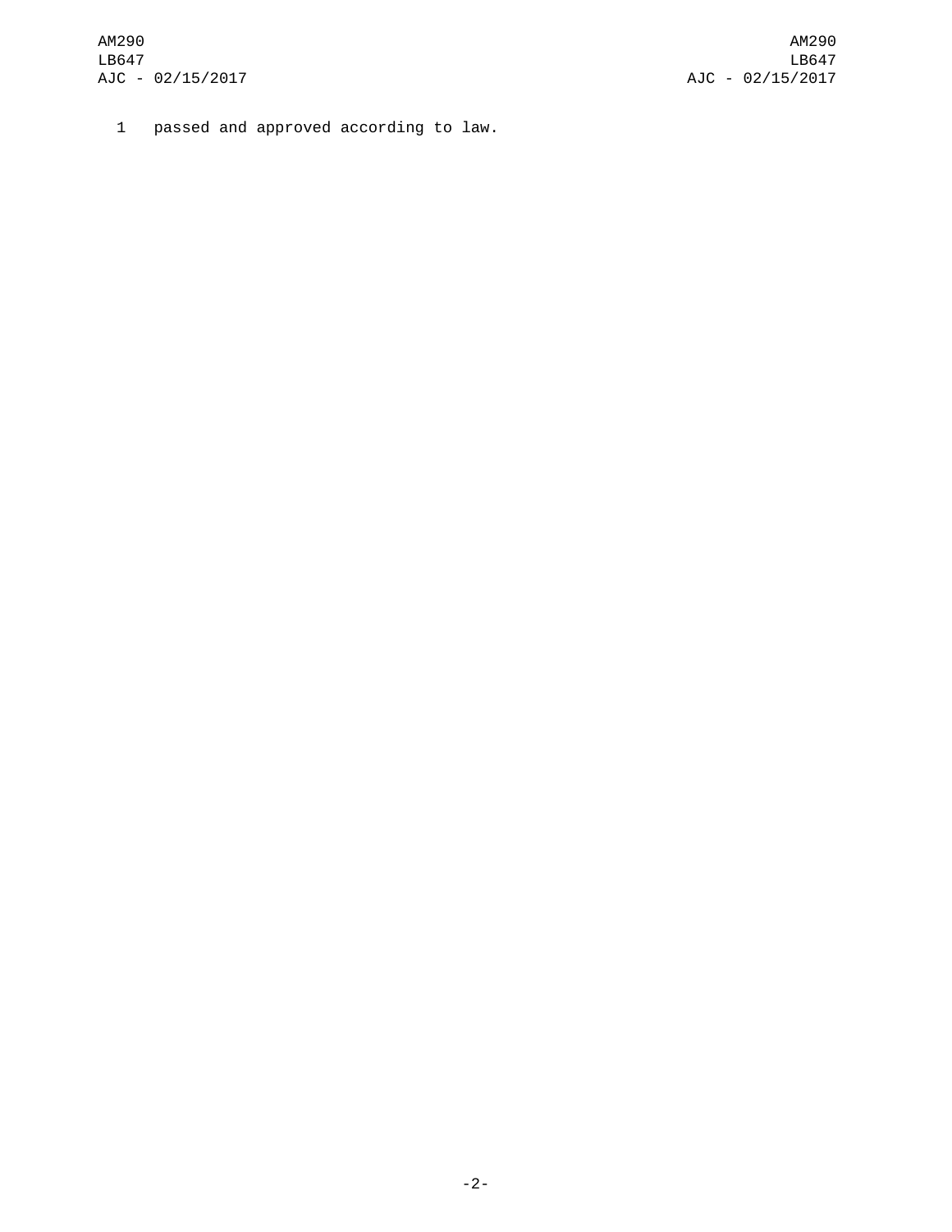passed and approved according to law.